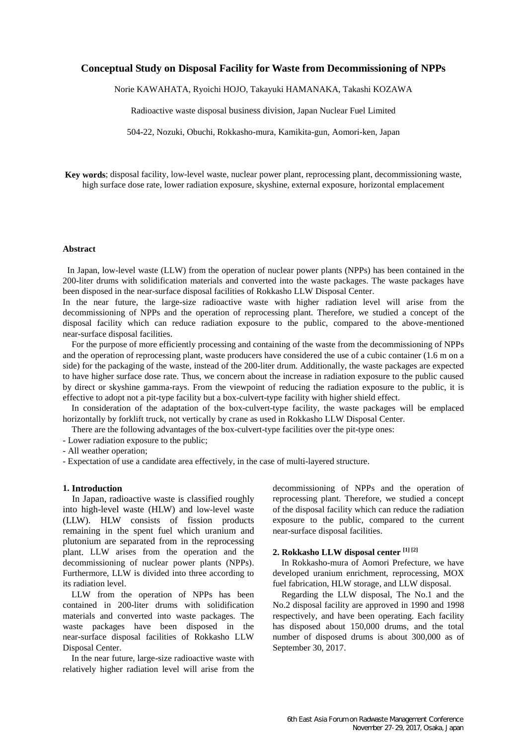# Conceptual Study on Disposal Facility for Waste from Decommissioning of NPPs

Norie KAWAHATA, Ryoichi HOJO, Takayuki HAMANAKA, Takashi KOZAWA

Radioactive waste disposal business division, Japan Nuclear Fuel Limited

504-22, Nozuki, Obuchi, Rokkasho-mura, Kamikita-gun, Aomori-ken, Japan

**Key words**; disposal facility, low-level waste, nuclear power plant, reprocessing plant, decommissioning waste, high surface dose rate, lower radiation exposure, skyshine, external exposure, horizontal emplacement

### Abstract

In Japan, low-level waste (LLW) from the operation of nuclear power plants (NPPs) has been contained in the 200-liter drums with solidification materials and converted into the waste packages. The waste packages have been disposed in the near-surface disposal facilities of Rokkasho LLW Disposal Center.

In the near future, the large-size radioactive waste with higher radiation level will arise from the decommissioning of NPPs and the operation of reprocessing plant. Therefore, we studied a concept of the disposal facility which can reduce radiation exposure to the public, compared to the above-mentioned near-surface disposal facilities.

For the purpose of more efficiently processing and containing of the waste from the decommissioning of NPPs and the operation of reprocessing plant, waste producers have considered the use of a cubic container (1.6 m on a side) for the packaging of the waste, instead of the 200-liter drum. Additionally, the waste packages are expected to have higher surface dose rate. Thus, we concern about the increase in radiation exposure to the public caused by direct or skyshine gamma-rays. From the viewpoint of reducing the radiation exposure to the public, it is effective to adopt not a pit-type facility but a box-culvert-type facility with higher shield effect.

In consideration of the adaptation of the box-culvert-type facility, the waste packages will be emplaced horizontally by forklift truck, not vertically by crane as used in Rokkasho LLW Disposal Center.

There are the following advantages of the box-culvert-type facilities over the pit-type ones:

- Lower radiation exposure to the public;
- All weather operation;
- Expectation of use a candidate area effectively, in the case of multi-layered structure.

### 1. Introduction

In Japan, radioactive waste is classified roughly into high-level waste (HLW) and low-level waste (LLW). HLW consists of fission products remaining in the spent fuel which uranium and plutonium are separated from in the reprocessing plant. LLW arises from the operation and the decommissioning of nuclear power plants (NPPs). Furthermore, LLW is divided into three according to its radiation level.

LLW from the operation of NPPs has been contained in 200-liter drums with solidification materials and converted into waste packages. The waste packages have been disposed in the near-surface disposal facilities of Rokkasho LLW Disposal Center.

In the near future, large-size radioactive waste with relatively higher radiation level will arise from the decommissioning of NPPs and the operation of reprocessing plant. Therefore, we studied a concept of the disposal facility which can reduce the radiation exposure to the public, compared to the current near-surface disposal facilities.

### 2. Rokkasho LLW disposal center [1] [2]

In Rokkasho-mura of Aomori Prefecture, we have developed uranium enrichment, reprocessing, MOX fuel fabrication, HLW storage, and LLW disposal.

Regarding the LLW disposal, The No.1 and the No.2 disposal facility are approved in 1990 and 1998 respectively, and have been operating. Each facility has disposed about 150,000 drums, and the total number of disposed drums is about 300,000 as of September 30, 2017.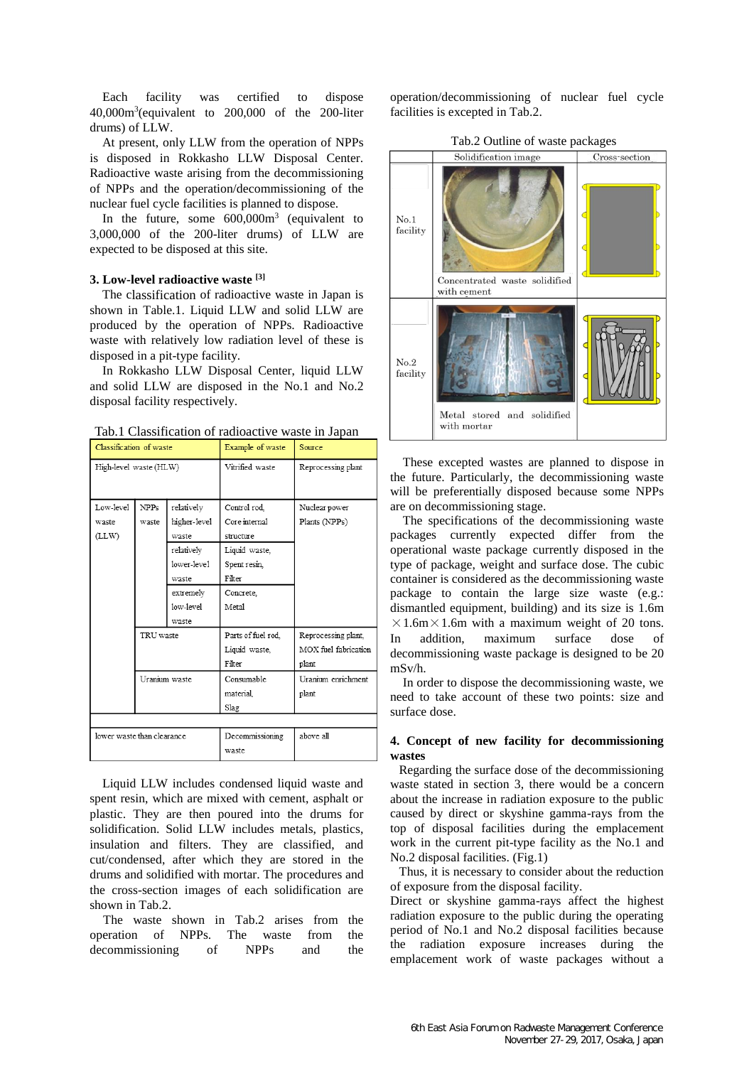Each facility was certified to dispose 40,000m$^3$(equivalent to 200,000 of the 200-liter drums) of LLW.

At present, only LLW from the operation of NPPs is disposed in Rokkasho LLW Disposal Center. Radioactive waste arising from the decommissioning of NPPs and the operation/decommissioning of the nuclear fuel cycle facilities is planned to dispose.

In the future, some 600,000m$^3$ (equivalent to 3,000,000 of the 200-liter drums) of LLW are expected to be disposed at this site.

### 3. Low-level radioactive waste [3]

The classification of radioactive waste in Japan is shown in Table.1. Liquid LLW and solid LLW are produced by the operation of NPPs. Radioactive waste with relatively low radiation level of these is disposed in a pit-type facility.

In Rokkasho LLW Disposal Center, liquid LLW and solid LLW are disposed in the No.1 and No.2 disposal facility respectively.

Tab.1 Classification of radioactive waste in Japan

| Classification of waste | | | Example of waste | Source |
|---|---|---|---|---|
| High-level waste (HLW) | | | Vitrified waste | Reprocessing plant |
| Low-level waste (LLW) | NPPs waste | relatively higher-level waste | Control rod, Core internal structure | Nuclear power Plants (NPPs) |
| | | relatively lower-level waste | Liquid waste, Spent resin, Filter | |
| | | extremely low-level waste | Concrete, Metal | |
| | TRU waste | | Parts of fuel rod, Liquid waste, Filter | Reprocessing plant, MOX fuel fabrication plant |
| | Uranium waste | | Consumable material, Slag | Uranium enrichment plant |
| | | | | |
| lower waste than clearance | | | Decommissioning waste | above all |

Liquid LLW includes condensed liquid waste and spent resin, which are mixed with cement, asphalt or plastic. They are then poured into the drums for solidification. Solid LLW includes metals, plastics, insulation and filters. They are classified, and cut/condensed, after which they are stored in the drums and solidified with mortar. The procedures and the cross-section images of each solidification are shown in Tab.2.

The waste shown in Tab.2 arises from the operation of NPPs. The waste from the decommissioning of NPPs and the operation/decommissioning of nuclear fuel cycle facilities is excepted in Tab.2.

Tab.2 Outline of waste packages

| | Solidification image | Cross-section |
|---|---|---|
| No.1 facility | Concentrated waste solidified with cement | |
| No.2 facility | Metal stored and solidified with mortar | |

These excepted wastes are planned to dispose in the future. Particularly, the decommissioning waste will be preferentially disposed because some NPPs are on decommissioning stage.

The specifications of the decommissioning waste packages currently expected differ from the operational waste package currently disposed in the type of package, weight and surface dose. The cubic container is considered as the decommissioning waste package to contain the large size waste (e.g.: dismantled equipment, building) and its size is 1.6m $\times$ 1.6m $\times$ 1.6m with a maximum weight of 20 tons. In addition, maximum surface dose of decommissioning waste package is designed to be 20 mSv/h.

In order to dispose the decommissioning waste, we need to take account of these two points: size and surface dose.

### 4. Concept of new facility for decommissioning wastes

Regarding the surface dose of the decommissioning waste stated in section 3, there would be a concern about the increase in radiation exposure to the public caused by direct or skyshine gamma-rays from the top of disposal facilities during the emplacement work in the current pit-type facility as the No.1 and No.2 disposal facilities. (Fig.1)

Thus, it is necessary to consider about the reduction of exposure from the disposal facility.

Direct or skyshine gamma-rays affect the highest radiation exposure to the public during the operating period of No.1 and No.2 disposal facilities because the radiation exposure increases during the emplacement work of waste packages without a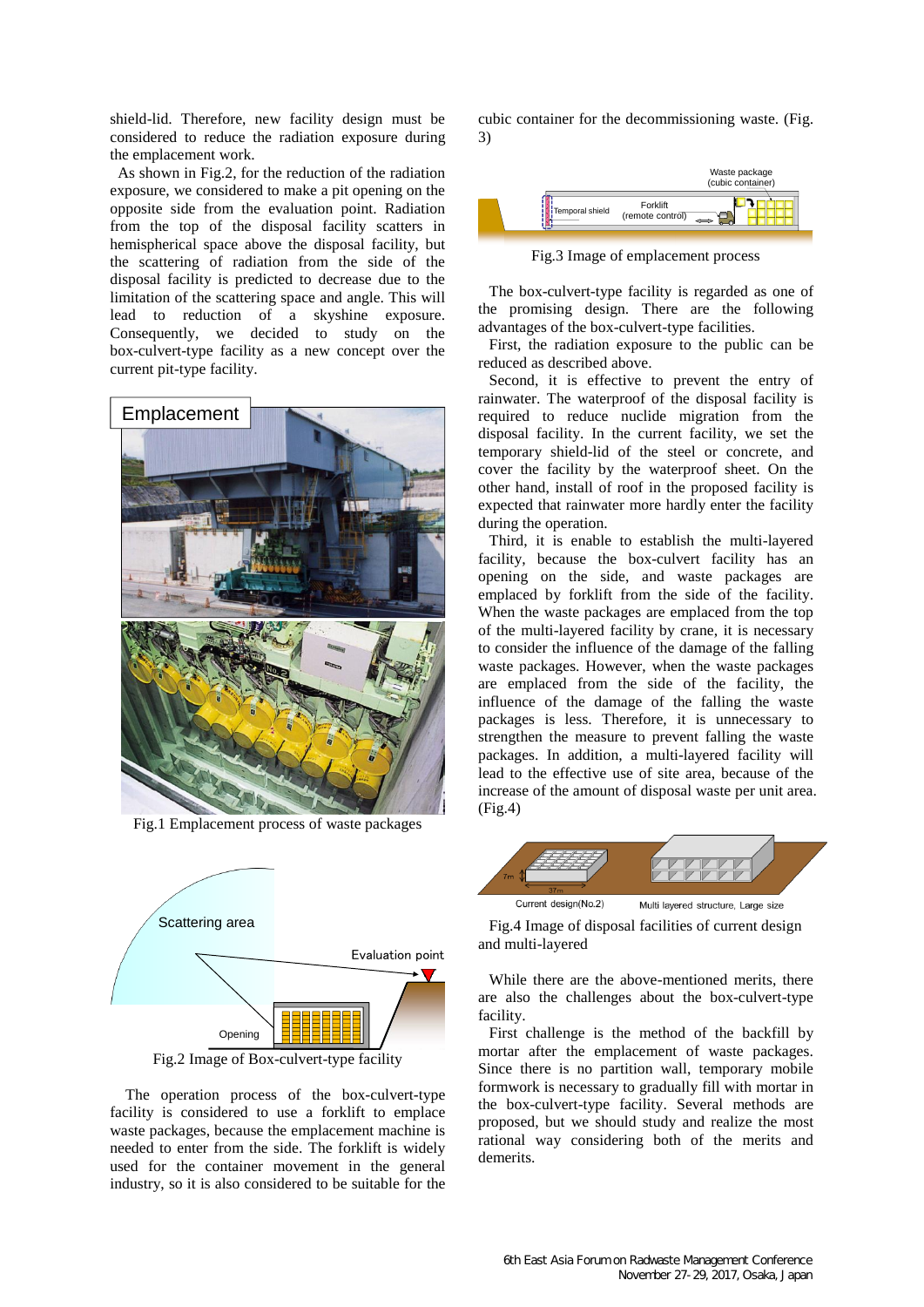shield-lid. Therefore, new facility design must be considered to reduce the radiation exposure during the emplacement work.

As shown in Fig.2, for the reduction of the radiation exposure, we considered to make a pit opening on the opposite side from the evaluation point. Radiation from the top of the disposal facility scatters in hemispherical space above the disposal facility, but the scattering of radiation from the side of the disposal facility is predicted to decrease due to the limitation of the scattering space and angle. This will lead to reduction of a skyshine exposure. Consequently, we decided to study on the box-culvert-type facility as a new concept over the current pit-type facility.

Fig.1 Emplacement process of waste packages

Fig.2 Image of Box-culvert-type facility

The operation process of the box-culvert-type facility is considered to use a forklift to emplace waste packages, because the emplacement machine is needed to enter from the side. The forklift is widely used for the container movement in the general industry, so it is also considered to be suitable for the cubic container for the decommissioning waste. (Fig. 3)

Fig.3 Image of emplacement process

The box-culvert-type facility is regarded as one of the promising design. There are the following advantages of the box-culvert-type facilities.

First, the radiation exposure to the public can be reduced as described above.

Second, it is effective to prevent the entry of rainwater. The waterproof of the disposal facility is required to reduce nuclide migration from the disposal facility. In the current facility, we set the temporary shield-lid of the steel or concrete, and cover the facility by the waterproof sheet. On the other hand, install of roof in the proposed facility is expected that rainwater more hardly enter the facility during the operation.

Third, it is enable to establish the multi-layered facility, because the box-culvert facility has an opening on the side, and waste packages are emplaced by forklift from the side of the facility. When the waste packages are emplaced from the top of the multi-layered facility by crane, it is necessary to consider the influence of the damage of the falling waste packages. However, when the waste packages are emplaced from the side of the facility, the influence of the damage of the falling the waste packages is less. Therefore, it is unnecessary to strengthen the measure to prevent falling the waste packages. In addition, a multi-layered facility will lead to the effective use of site area, because of the increase of the amount of disposal waste per unit area. (Fig.4)

Fig.4 Image of disposal facilities of current design and multi-layered

While there are the above-mentioned merits, there are also the challenges about the box-culvert-type facility.

First challenge is the method of the backfill by mortar after the emplacement of waste packages. Since there is no partition wall, temporary mobile formwork is necessary to gradually fill with mortar in the box-culvert-type facility. Several methods are proposed, but we should study and realize the most rational way considering both of the merits and demerits.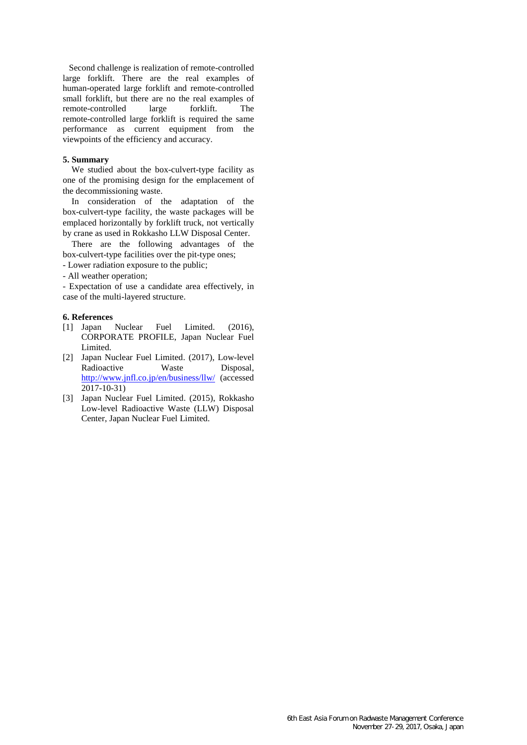Second challenge is realization of remote-controlled large forklift. There are the real examples of human-operated large forklift and remote-controlled small forklift, but there are no the real examples of remote-controlled large forklift. The remote-controlled large forklift is required the same performance as current equipment from the viewpoints of the efficiency and accuracy.

## 5. Summary

We studied about the box-culvert-type facility as one of the promising design for the emplacement of the decommissioning waste.

In consideration of the adaptation of the box-culvert-type facility, the waste packages will be emplaced horizontally by forklift truck, not vertically by crane as used in Rokkasho LLW Disposal Center.

There are the following advantages of the box-culvert-type facilities over the pit-type ones;

- Lower radiation exposure to the public;
- All weather operation;
- Expectation of use a candidate area effectively, in case of the multi-layered structure.

## 6. References

[1] Japan Nuclear Fuel Limited. (2016), CORPORATE PROFILE, Japan Nuclear Fuel Limited.

[2] Japan Nuclear Fuel Limited. (2017), Low-level Radioactive Waste Disposal, http://www.jnfl.co.jp/en/business/llw/ (accessed 2017-10-31)

[3] Japan Nuclear Fuel Limited. (2015), Rokkasho Low-level Radioactive Waste (LLW) Disposal Center, Japan Nuclear Fuel Limited.